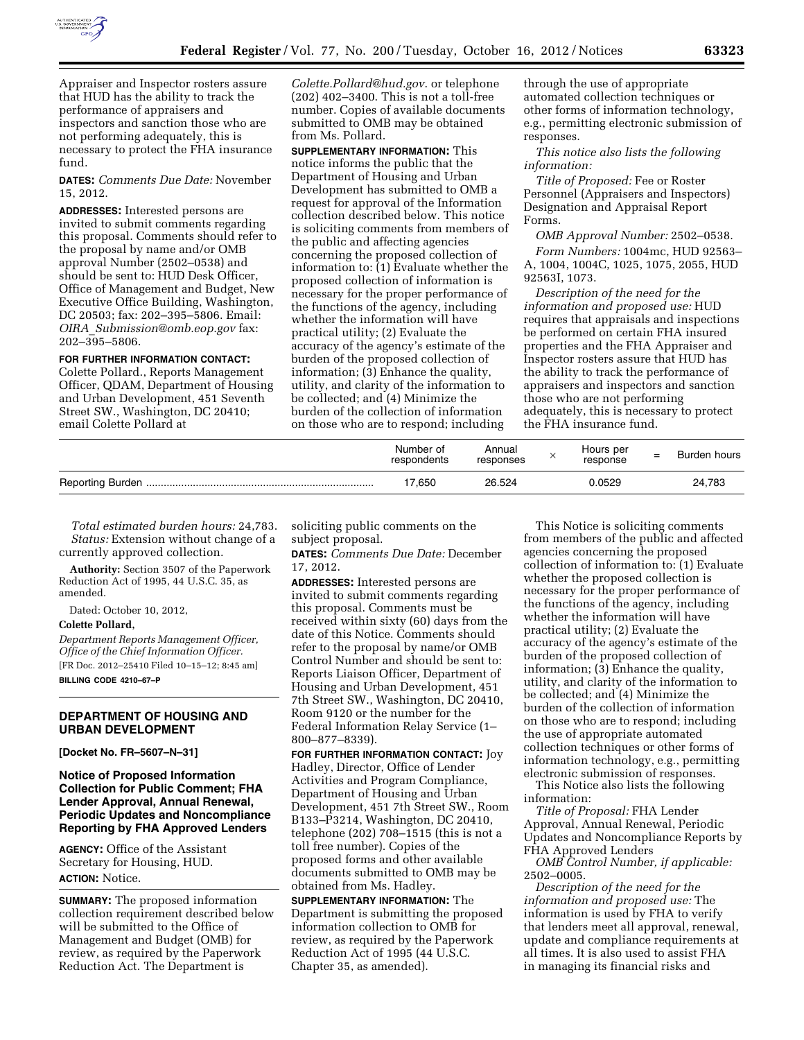Appraiser and Inspector rosters assure that HUD has the ability to track the performance of appraisers and inspectors and sanction those who are not performing adequately, this is necessary to protect the FHA insurance fund.

**DATES:** *Comments Due Date:* November 15, 2012.

**ADDRESSES:** Interested persons are invited to submit comments regarding this proposal. Comments should refer to the proposal by name and/or OMB approval Number (2502–0538) and should be sent to: HUD Desk Officer, Office of Management and Budget, New Executive Office Building, Washington, DC 20503; fax: 202–395–5806. Email: *OIRA_Submission@omb.eop.gov* fax: 202–395–5806.

**FOR FURTHER INFORMATION CONTACT:** Colette Pollard., Reports Management Officer, QDAM, Department of Housing and Urban Development, 451 Seventh Street SW., Washington, DC 20410; email Colette Pollard at *Colette.Pollard@hud.gov*. or telephone (202) 402–3400. This is not a toll-free number. Copies of available documents submitted to OMB may be obtained from Ms. Pollard.

**SUPPLEMENTARY INFORMATION:** This notice informs the public that the Department of Housing and Urban Development has submitted to OMB a request for approval of the Information collection described below. This notice is soliciting comments from members of the public and affecting agencies concerning the proposed collection of information to: (1) Evaluate whether the proposed collection of information is necessary for the proper performance of the functions of the agency, including whether the information will have practical utility; (2) Evaluate the accuracy of the agency's estimate of the burden of the proposed collection of information; (3) Enhance the quality, utility, and clarity of the information to be collected; and (4) Minimize the burden of the collection of information on those who are to respond; including through the use of appropriate automated collection techniques or other forms of information technology, e.g., permitting electronic submission of responses.

*This notice also lists the following information:*

*Title of Proposed:* Fee or Roster Personnel (Appraisers and Inspectors) Designation and Appraisal Report Forms.

*OMB Approval Number:* 2502–0538.

*Form Numbers:* 1004mc, HUD 92563–A, 1004, 1004C, 1025, 1075, 2055, HUD 92563I, 1073.

*Description of the need for the information and proposed use:* HUD requires that appraisals and inspections be performed on certain FHA insured properties and the FHA Appraiser and Inspector rosters assure that HUD has the ability to track the performance of appraisers and inspectors and sanction those who are not performing adequately, this is necessary to protect the FHA insurance fund.

| | Number of respondents | Annual responses | × | Hours per response | = | Burden hours |
|---|---|---|---|---|---|---|
| Reporting Burden | 17,650 | 26.524 | | 0.0529 | | 24,783 |

*Total estimated burden hours:* 24,783.

*Status:* Extension without change of a currently approved collection.

**Authority:** Section 3507 of the Paperwork Reduction Act of 1995, 44 U.S.C. 35, as amended.

Dated: October 10, 2012,

**Colette Pollard,**

*Department Reports Management Officer, Office of the Chief Information Officer.*

[FR Doc. 2012–25410 Filed 10–15–12; 8:45 am]

**BILLING CODE 4210–67–P**

## DEPARTMENT OF HOUSING AND URBAN DEVELOPMENT

**[Docket No. FR–5607–N–31]**

### Notice of Proposed Information Collection for Public Comment; FHA Lender Approval, Annual Renewal, Periodic Updates and Noncompliance Reporting by FHA Approved Lenders

**AGENCY:** Office of the Assistant Secretary for Housing, HUD.

**ACTION:** Notice.

**SUMMARY:** The proposed information collection requirement described below will be submitted to the Office of Management and Budget (OMB) for review, as required by the Paperwork Reduction Act. The Department is soliciting public comments on the subject proposal.

**DATES:** *Comments Due Date:* December 17, 2012.

**ADDRESSES:** Interested persons are invited to submit comments regarding this proposal. Comments must be received within sixty (60) days from the date of this Notice. Comments should refer to the proposal by name/or OMB Control Number and should be sent to: Reports Liaison Officer, Department of Housing and Urban Development, 451 7th Street SW., Washington, DC 20410, Room 9120 or the number for the Federal Information Relay Service (1–800–877–8339).

**FOR FURTHER INFORMATION CONTACT:** Joy Hadley, Director, Office of Lender Activities and Program Compliance, Department of Housing and Urban Development, 451 7th Street SW., Room B133–P3214, Washington, DC 20410, telephone (202) 708–1515 (this is not a toll free number). Copies of the proposed forms and other available documents submitted to OMB may be obtained from Ms. Hadley.

**SUPPLEMENTARY INFORMATION:** The Department is submitting the proposed information collection to OMB for review, as required by the Paperwork Reduction Act of 1995 (44 U.S.C. Chapter 35, as amended).

This Notice is soliciting comments from members of the public and affected agencies concerning the proposed collection of information to: (1) Evaluate whether the proposed collection is necessary for the proper performance of the functions of the agency, including whether the information will have practical utility; (2) Evaluate the accuracy of the agency's estimate of the burden of the proposed collection of information; (3) Enhance the quality, utility, and clarity of the information to be collected; and (4) Minimize the burden of the collection of information on those who are to respond; including the use of appropriate automated collection techniques or other forms of information technology, e.g., permitting electronic submission of responses.

This Notice also lists the following information:

*Title of Proposal:* FHA Lender Approval, Annual Renewal, Periodic Updates and Noncompliance Reports by FHA Approved Lenders

*OMB Control Number, if applicable:* 2502–0005.

*Description of the need for the information and proposed use:* The information is used by FHA to verify that lenders meet all approval, renewal, update and compliance requirements at all times. It is also used to assist FHA in managing its financial risks and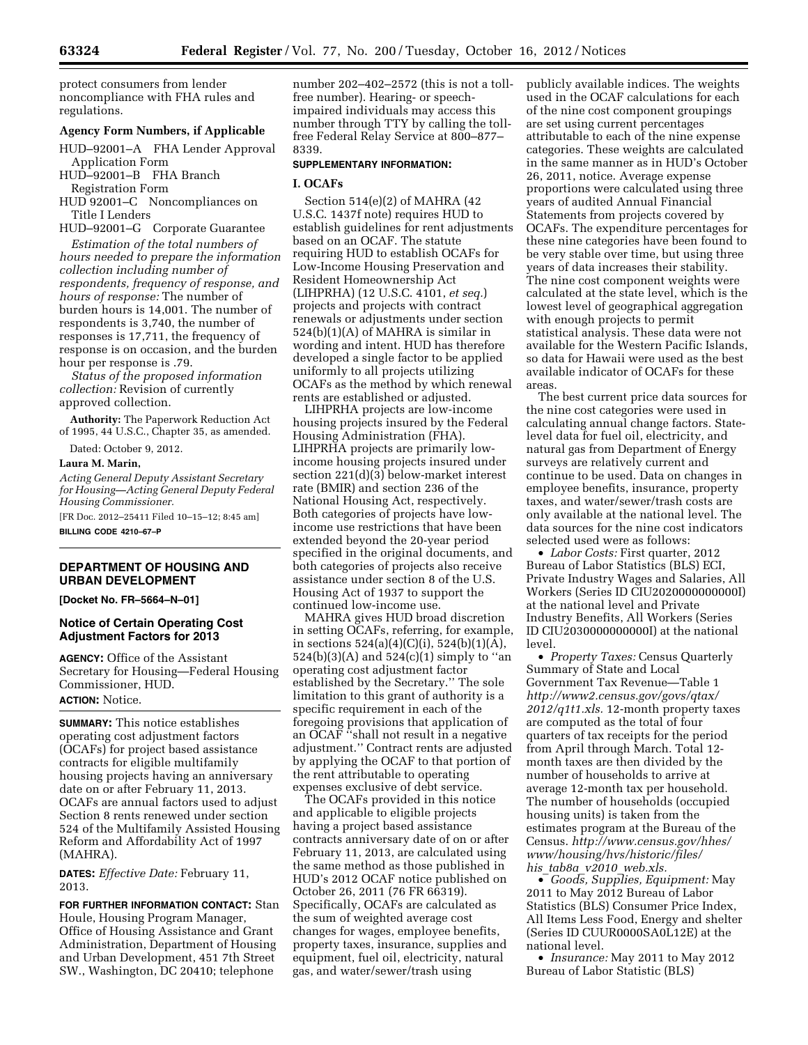protect consumers from lender noncompliance with FHA rules and regulations.

**Agency Form Numbers, if Applicable**

HUD–92001–A FHA Lender Approval Application Form

HUD–92001–B FHA Branch Registration Form

HUD 92001–C Noncompliances on Title I Lenders

HUD–92001–G Corporate Guarantee

*Estimation of the total numbers of hours needed to prepare the information collection including number of respondents, frequency of response, and hours of response:* The number of burden hours is 14,001. The number of respondents is 3,740, the number of responses is 17,711, the frequency of response is on occasion, and the burden hour per response is .79.

*Status of the proposed information collection:* Revision of currently approved collection.

**Authority:** The Paperwork Reduction Act of 1995, 44 U.S.C., Chapter 35, as amended.

Dated: October 9, 2012.

**Laura M. Marin,**

*Acting General Deputy Assistant Secretary for Housing—Acting General Deputy Federal Housing Commissioner.*

[FR Doc. 2012–25411 Filed 10–15–12; 8:45 am]

**BILLING CODE 4210–67–P**

## DEPARTMENT OF HOUSING AND URBAN DEVELOPMENT

**[Docket No. FR–5664–N–01]**

## Notice of Certain Operating Cost Adjustment Factors for 2013

**AGENCY:** Office of the Assistant Secretary for Housing—Federal Housing Commissioner, HUD.

**ACTION:** Notice.

**SUMMARY:** This notice establishes operating cost adjustment factors (OCAFs) for project based assistance contracts for eligible multifamily housing projects having an anniversary date on or after February 11, 2013. OCAFs are annual factors used to adjust Section 8 rents renewed under section 524 of the Multifamily Assisted Housing Reform and Affordability Act of 1997 (MAHRA).

**DATES:** *Effective Date:* February 11, 2013.

**FOR FURTHER INFORMATION CONTACT:** Stan Houle, Housing Program Manager, Office of Housing Assistance and Grant Administration, Department of Housing and Urban Development, 451 7th Street SW., Washington, DC 20410; telephone number 202–402–2572 (this is not a toll-free number). Hearing- or speech-impaired individuals may access this number through TTY by calling the toll-free Federal Relay Service at 800–877–8339.

**SUPPLEMENTARY INFORMATION:**

### I. OCAFs

Section 514(e)(2) of MAHRA (42 U.S.C. 1437f note) requires HUD to establish guidelines for rent adjustments based on an OCAF. The statute requiring HUD to establish OCAFs for Low-Income Housing Preservation and Resident Homeownership Act (LIHPRHA) (12 U.S.C. 4101, *et seq.*) projects and projects with contract renewals or adjustments under section 524(b)(1)(A) of MAHRA is similar in wording and intent. HUD has therefore developed a single factor to be applied uniformly to all projects utilizing OCAFs as the method by which renewal rents are established or adjusted.

LIHPRHA projects are low-income housing projects insured by the Federal Housing Administration (FHA). LIHPRHA projects are primarily low-income housing projects insured under section 221(d)(3) below-market interest rate (BMIR) and section 236 of the National Housing Act, respectively. Both categories of projects have low-income use restrictions that have been extended beyond the 20-year period specified in the original documents, and both categories of projects also receive assistance under section 8 of the U.S. Housing Act of 1937 to support the continued low-income use.

MAHRA gives HUD broad discretion in setting OCAFs, referring, for example, in sections 524(a)(4)(C)(i), 524(b)(1)(A), 524(b)(3)(A) and 524(c)(1) simply to ''an operating cost adjustment factor established by the Secretary.'' The sole limitation to this grant of authority is a specific requirement in each of the foregoing provisions that application of an OCAF ''shall not result in a negative adjustment.'' Contract rents are adjusted by applying the OCAF to that portion of the rent attributable to operating expenses exclusive of debt service.

The OCAFs provided in this notice and applicable to eligible projects having a project based assistance contracts anniversary date of on or after February 11, 2013, are calculated using the same method as those published in HUD's 2012 OCAF notice published on October 26, 2011 (76 FR 66319). Specifically, OCAFs are calculated as the sum of weighted average cost changes for wages, employee benefits, property taxes, insurance, supplies and equipment, fuel oil, electricity, natural gas, and water/sewer/trash using publicly available indices. The weights used in the OCAF calculations for each of the nine cost component groupings are set using current percentages attributable to each of the nine expense categories. These weights are calculated in the same manner as in HUD's October 26, 2011, notice. Average expense proportions were calculated using three years of audited Annual Financial Statements from projects covered by OCAFs. The expenditure percentages for these nine categories have been found to be very stable over time, but using three years of data increases their stability. The nine cost component weights were calculated at the state level, which is the lowest level of geographical aggregation with enough projects to permit statistical analysis. These data were not available for the Western Pacific Islands, so data for Hawaii were used as the best available indicator of OCAFs for these areas.

The best current price data sources for the nine cost categories were used in calculating annual change factors. State-level data for fuel oil, electricity, and natural gas from Department of Energy surveys are relatively current and continue to be used. Data on changes in employee benefits, insurance, property taxes, and water/sewer/trash costs are only available at the national level. The data sources for the nine cost indicators selected used were as follows:

- *Labor Costs:* First quarter, 2012 Bureau of Labor Statistics (BLS) ECI, Private Industry Wages and Salaries, All Workers (Series ID CIU2020000000000I) at the national level and Private Industry Benefits, All Workers (Series ID CIU2030000000000I) at the national level.
- *Property Taxes:* Census Quarterly Summary of State and Local Government Tax Revenue—Table 1 *http://www2.census.gov/govs/qtax/2012/q1t1.xls.* 12-month property taxes are computed as the total of four quarters of tax receipts for the period from April through March. Total 12-month taxes are then divided by the number of households to arrive at average 12-month tax per household. The number of households (occupied housing units) is taken from the estimates program at the Bureau of the Census. *http://www.census.gov/hhes/www/housing/hvs/historic/files/his_tab8a_v2010_web.xls.*
- *Goods, Supplies, Equipment:* May 2011 to May 2012 Bureau of Labor Statistics (BLS) Consumer Price Index, All Items Less Food, Energy and shelter (Series ID CUUR0000SA0L12E) at the national level.
- *Insurance:* May 2011 to May 2012 Bureau of Labor Statistic (BLS)